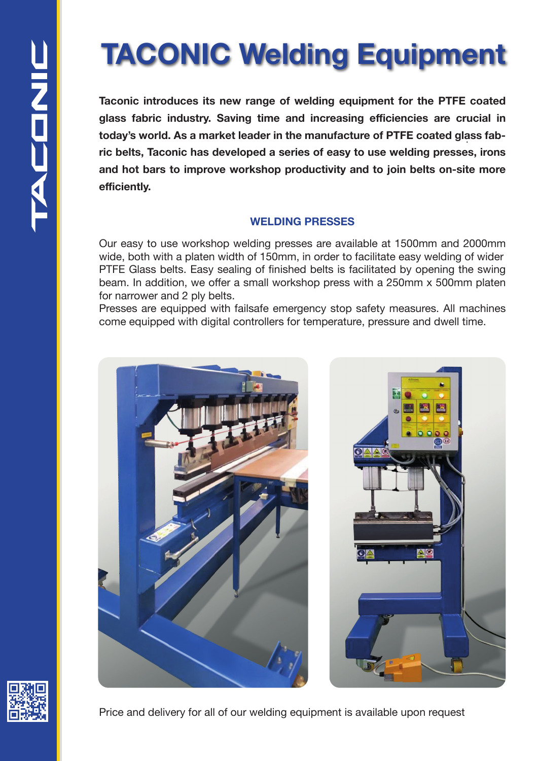# TACONIC Welding Equipment

**Taconic introduces its new range of welding equipment for the PTFE coated glass fabric industry. Saving time and increasing efficiencies are crucial in today's world. As a market leader in the manufacture of PTFE coated glass fabric belts, Taconic has developed a series of easy to use welding presses, irons and hot bars to improve workshop productivity and to join belts on-site more efficiently.**

## WELDING PRESSES

Our easy to use workshop welding presses are available at 1500mm and 2000mm wide, both with a platen width of 150mm, in order to facilitate easy welding of wider PTFE Glass belts. Easy sealing of finished belts is facilitated by opening the swing beam. In addition, we offer a small workshop press with a 250mm x 500mm platen for narrower and 2 ply belts.

Presses are equipped with failsafe emergency stop safety measures. All machines come equipped with digital controllers for temperature, pressure and dwell time.

Price and delivery for all of our welding equipment is available upon request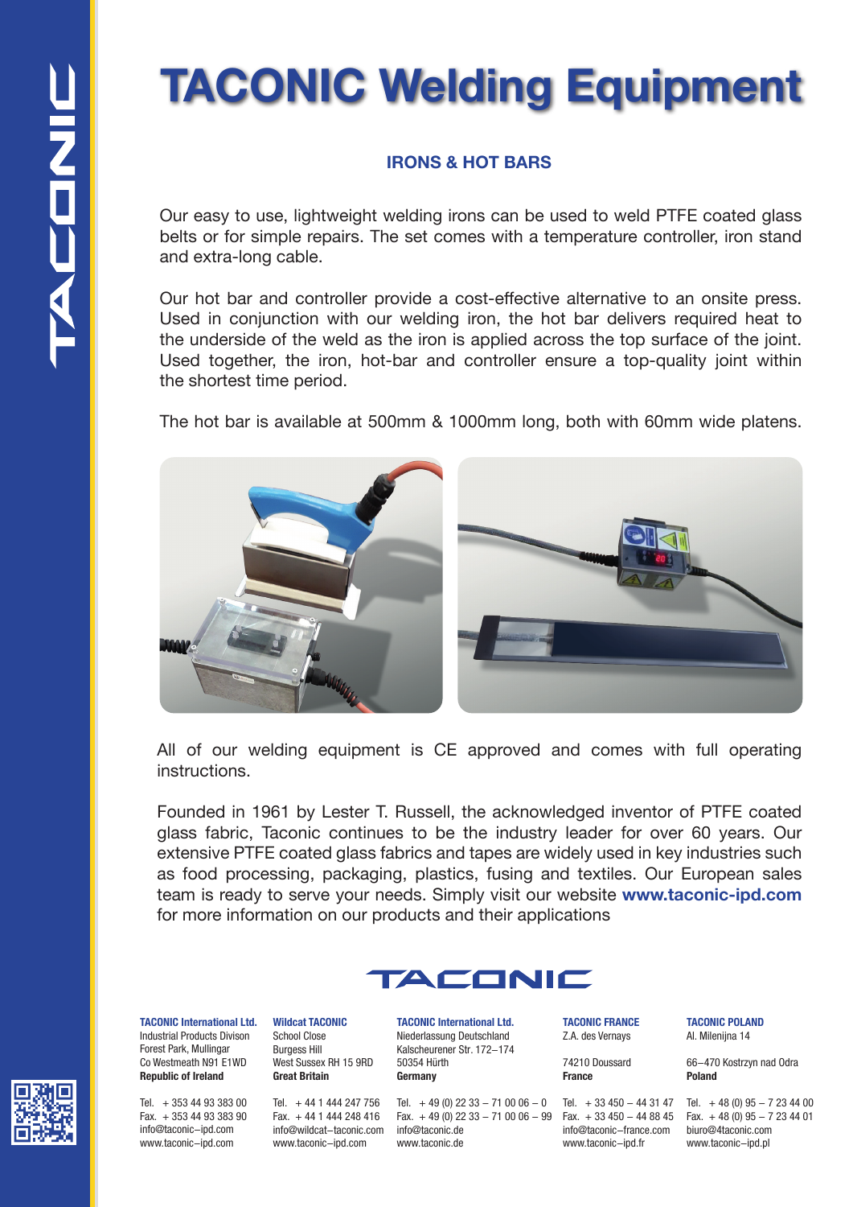# TACONIC Welding Equipment

## IRONS & HOT BARS

Our easy to use, lightweight welding irons can be used to weld PTFE coated glass belts or for simple repairs. The set comes with a temperature controller, iron stand and extra-long cable.

Our hot bar and controller provide a cost-effective alternative to an onsite press. Used in conjunction with our welding iron, the hot bar delivers required heat to the underside of the weld as the iron is applied across the top surface of the joint. Used together, the iron, hot-bar and controller ensure a top-quality joint within the shortest time period.

The hot bar is available at 500mm & 1000mm long, both with 60mm wide platens.

All of our welding equipment is CE approved and comes with full operating instructions.

Founded in 1961 by Lester T. Russell, the acknowledged inventor of PTFE coated glass fabric, Taconic continues to be the industry leader for over 60 years. Our extensive PTFE coated glass fabrics and tapes are widely used in key industries such as food processing, packaging, plastics, fusing and textiles. Our European sales team is ready to serve your needs. Simply visit our website **www.taconic-ipd.com** for more information on our products and their applications

**TACONIC International Ltd.**
Industrial Products Divison
Forest Park, Mullingar
Co Westmeath N91 E1WD
**Republic of Ireland**

Tel. + 353 44 93 383 00
Fax. + 353 44 93 383 90
info@taconic–ipd.com
www.taconic–ipd.com

**Wildcat TACONIC**
School Close
Burgess Hill
West Sussex RH 15 9RD
**Great Britain**

Tel. + 44 1 444 247 756
Fax. + 44 1 444 248 416
info@wildcat–taconic.com
www.taconic–ipd.com

**TACONIC International Ltd.**
Niederlassung Deutschland
Kalscheurener Str. 172–174
50354 Hürth
**Germany**

Tel. + 49 (0) 22 33 – 71 00 06 – 0
Fax. + 49 (0) 22 33 – 71 00 06 – 99
info@taconic.de
www.taconic.de

**TACONIC FRANCE**
Z.A. des Vernays

74210 Doussard
**France**

Tel. + 33 450 – 44 31 47
Fax. + 33 450 – 44 88 45
info@taconic–france.com
www.taconic–ipd.fr

**TACONIC POLAND**
Al. Milenijna 14

66–470 Kostrzyn nad Odra
**Poland**

Tel. + 48 (0) 95 – 7 23 44 00
Fax. + 48 (0) 95 – 7 23 44 01
biuro@4taconic.com
www.taconic–ipd.pl